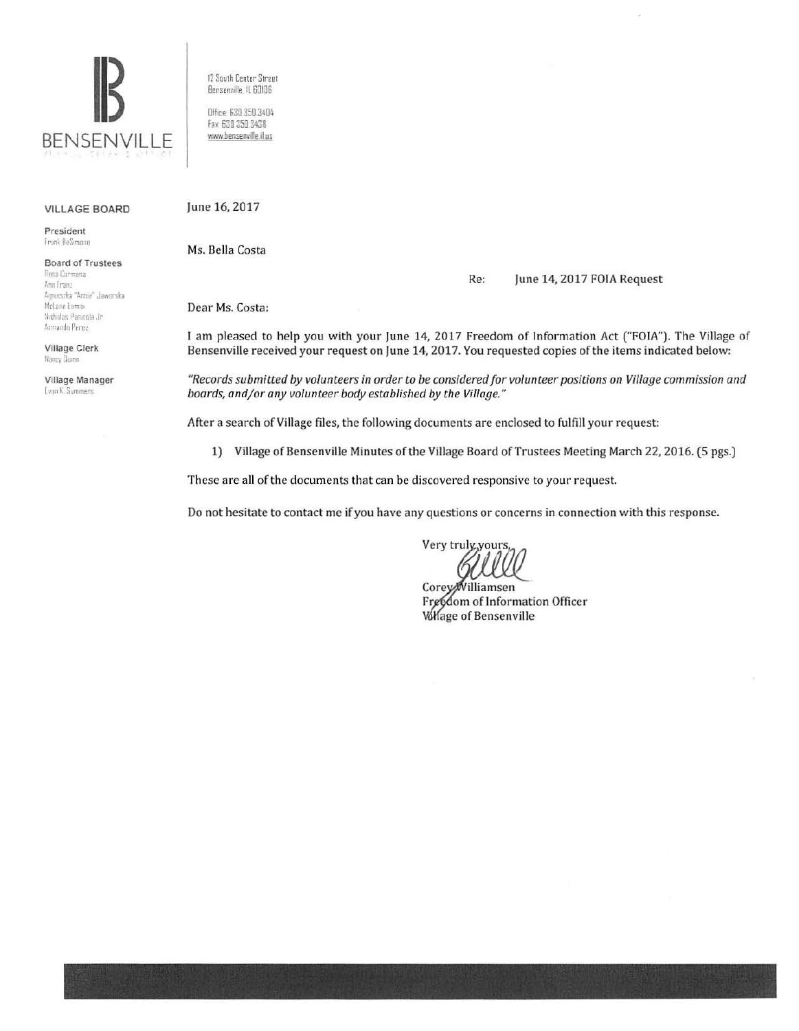BENSENVILLE

12 South Center Street
Bensenville, IL 60106

Office: 630.350.3404
Fax: 630.350.3438
www.bensenville.il.us

**VILLAGE BOARD**

**President**
Frank DeSimone

**Board of Trustees**
Rosa Carmona
Ann Franz
Agnieszka "Annie" Jaworska
McLane Lomax
Nicholas Panicola Jr.
Armando Perez

**Village Clerk**
Nancy Quinn

**Village Manager**
Evan K. Summers

June 16, 2017

Ms. Bella Costa

Re: **June 14, 2017 FOIA Request**

Dear Ms. Costa:

I am pleased to help you with your June 14, 2017 Freedom of Information Act ("FOIA"). The Village of Bensenville received your request on June 14, 2017. You requested copies of the items indicated below:

*"Records submitted by volunteers in order to be considered for volunteer positions on Village commission and boards, and/or any volunteer body established by the Village."*

After a search of Village files, the following documents are enclosed to fulfill your request:

1) Village of Bensenville Minutes of the Village Board of Trustees Meeting March 22, 2016. (5 pgs.)

These are all of the documents that can be discovered responsive to your request.

Do not hesitate to contact me if you have any questions or concerns in connection with this response.

Very truly yours,

Corey Williamsen
Freedom of Information Officer
Village of Bensenville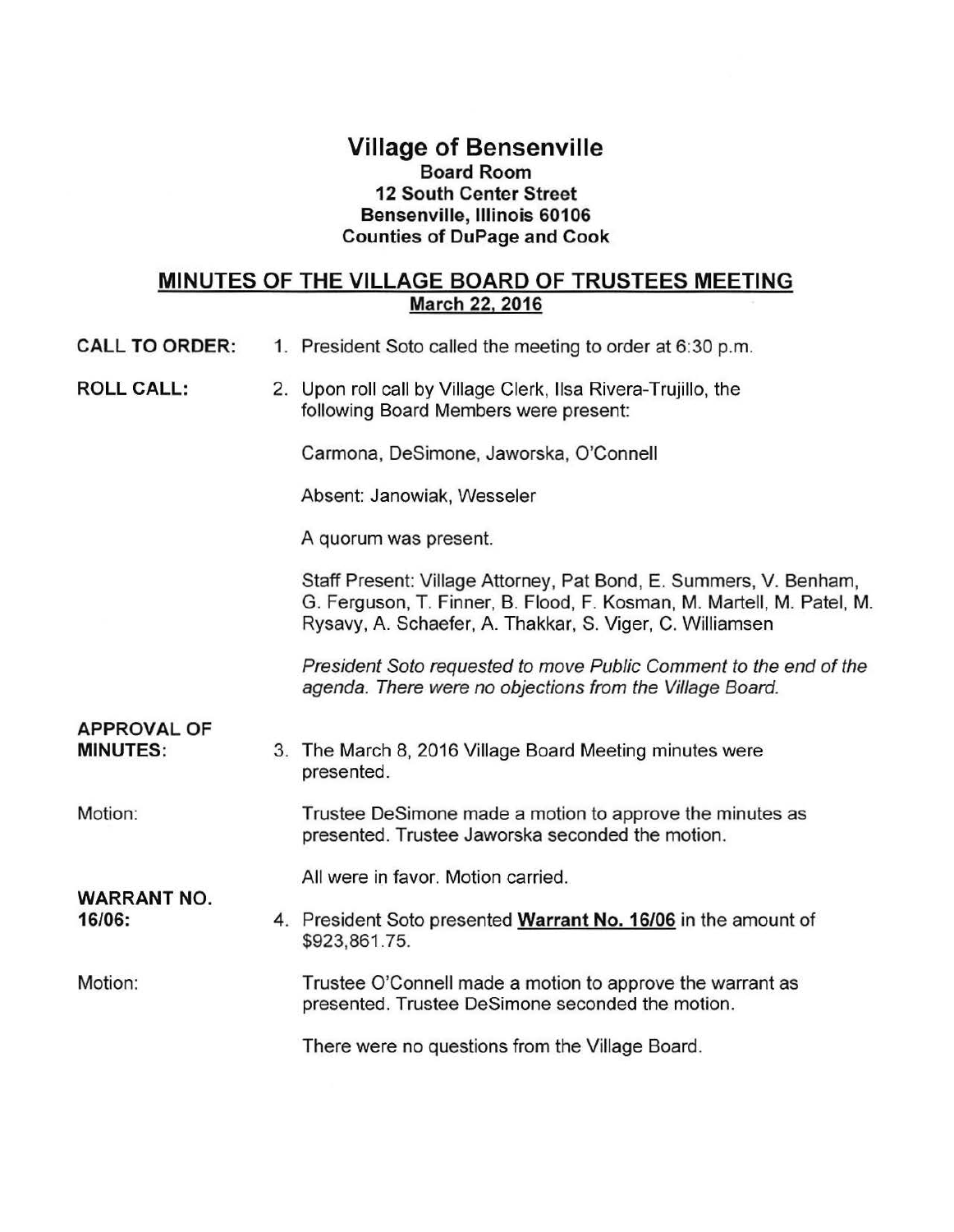# Village of Bensenville

**Board Room**
**12 South Center Street**
**Bensenville, Illinois 60106**
**Counties of DuPage and Cook**

## MINUTES OF THE VILLAGE BOARD OF TRUSTEES MEETING

**March 22, 2016**

**CALL TO ORDER:** 1. President Soto called the meeting to order at 6:30 p.m.

**ROLL CALL:** 2. Upon roll call by Village Clerk, Ilsa Rivera-Trujillo, the following Board Members were present:

Carmona, DeSimone, Jaworska, O'Connell

Absent: Janowiak, Wesseler

A quorum was present.

Staff Present: Village Attorney, Pat Bond, E. Summers, V. Benham, G. Ferguson, T. Finner, B. Flood, F. Kosman, M. Martell, M. Patel, M. Rysavy, A. Schaefer, A. Thakkar, S. Viger, C. Williamsen

*President Soto requested to move Public Comment to the end of the agenda. There were no objections from the Village Board.*

**APPROVAL OF MINUTES:** 3. The March 8, 2016 Village Board Meeting minutes were presented.

Motion: Trustee DeSimone made a motion to approve the minutes as presented. Trustee Jaworska seconded the motion.

All were in favor. Motion carried.

**WARRANT NO. 16/06:** 4. President Soto presented **Warrant No. 16/06** in the amount of $923,861.75.

Motion: Trustee O'Connell made a motion to approve the warrant as presented. Trustee DeSimone seconded the motion.

There were no questions from the Village Board.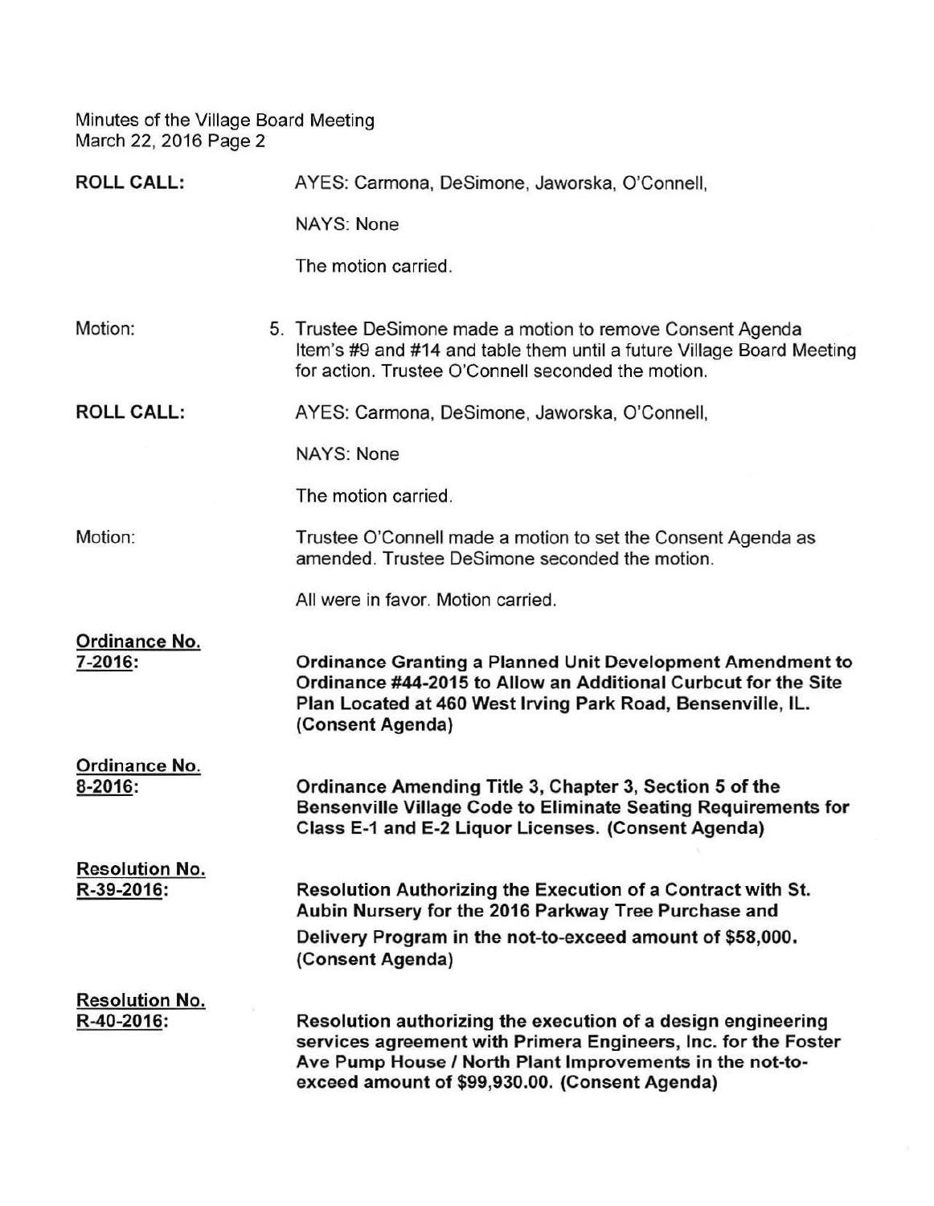**ROLL CALL:** AYES: Carmona, DeSimone, Jaworska, O'Connell,

NAYS: None

The motion carried.

Motion: 5. Trustee DeSimone made a motion to remove Consent Agenda Item's #9 and #14 and table them until a future Village Board Meeting for action. Trustee O'Connell seconded the motion.

**ROLL CALL:** AYES: Carmona, DeSimone, Jaworska, O'Connell,

NAYS: None

The motion carried.

Motion: Trustee O'Connell made a motion to set the Consent Agenda as amended. Trustee DeSimone seconded the motion.

All were in favor. Motion carried.

**Ordinance No. 7-2016:** **Ordinance Granting a Planned Unit Development Amendment to Ordinance #44-2015 to Allow an Additional Curbcut for the Site Plan Located at 460 West Irving Park Road, Bensenville, IL. (Consent Agenda)**

**Ordinance No. 8-2016:** **Ordinance Amending Title 3, Chapter 3, Section 5 of the Bensenville Village Code to Eliminate Seating Requirements for Class E-1 and E-2 Liquor Licenses. (Consent Agenda)**

**Resolution No. R-39-2016:** **Resolution Authorizing the Execution of a Contract with St. Aubin Nursery for the 2016 Parkway Tree Purchase and Delivery Program in the not-to-exceed amount of $58,000. (Consent Agenda)**

**Resolution No. R-40-2016:** **Resolution authorizing the execution of a design engineering services agreement with Primera Engineers, Inc. for the Foster Ave Pump House / North Plant Improvements in the not-to-exceed amount of $99,930.00. (Consent Agenda)**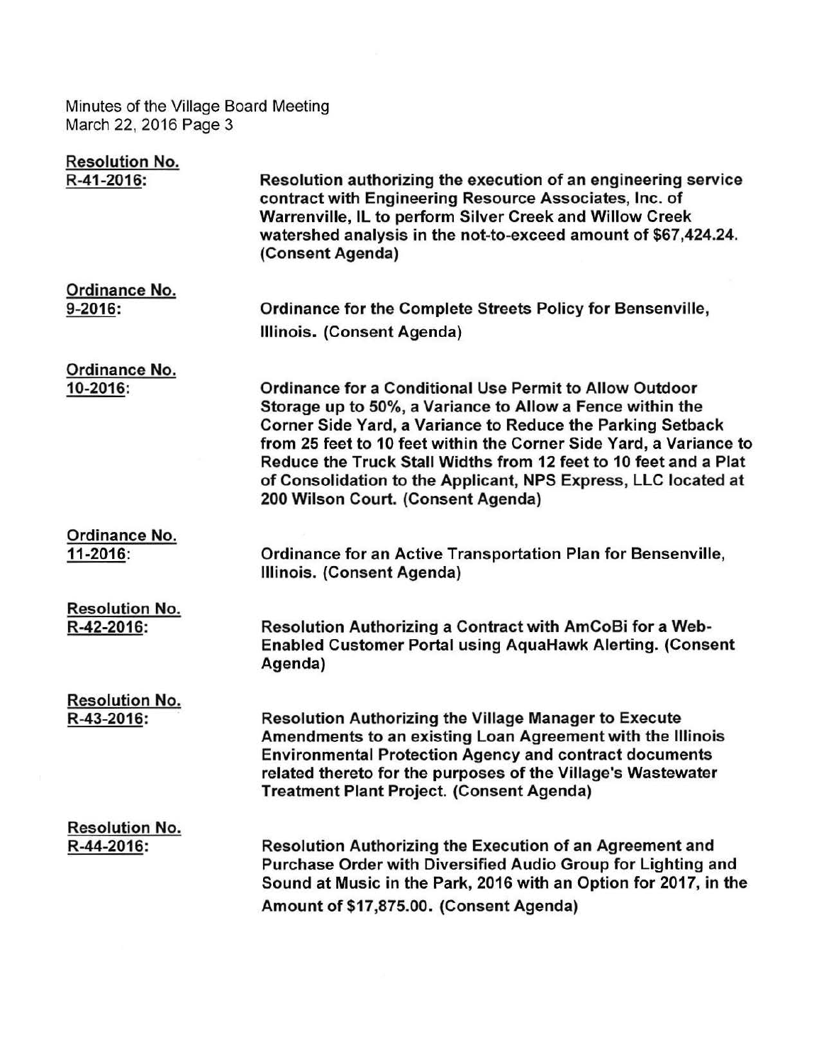**Resolution No. R-41-2016:** **Resolution authorizing the execution of an engineering service contract with Engineering Resource Associates, Inc. of Warrenville, IL to perform Silver Creek and Willow Creek watershed analysis in the not-to-exceed amount of $67,424.24. (Consent Agenda)**

**Ordinance No. 9-2016:** **Ordinance for the Complete Streets Policy for Bensenville, Illinois. (Consent Agenda)**

**Ordinance No. 10-2016:** **Ordinance for a Conditional Use Permit to Allow Outdoor Storage up to 50%, a Variance to Allow a Fence within the Corner Side Yard, a Variance to Reduce the Parking Setback from 25 feet to 10 feet within the Corner Side Yard, a Variance to Reduce the Truck Stall Widths from 12 feet to 10 feet and a Plat of Consolidation to the Applicant, NPS Express, LLC located at 200 Wilson Court. (Consent Agenda)**

**Ordinance No. 11-2016:** **Ordinance for an Active Transportation Plan for Bensenville, Illinois. (Consent Agenda)**

**Resolution No. R-42-2016:** **Resolution Authorizing a Contract with AmCoBi for a Web-Enabled Customer Portal using AquaHawk Alerting. (Consent Agenda)**

**Resolution No. R-43-2016:** **Resolution Authorizing the Village Manager to Execute Amendments to an existing Loan Agreement with the Illinois Environmental Protection Agency and contract documents related thereto for the purposes of the Village's Wastewater Treatment Plant Project. (Consent Agenda)**

**Resolution No. R-44-2016:** **Resolution Authorizing the Execution of an Agreement and Purchase Order with Diversified Audio Group for Lighting and Sound at Music in the Park, 2016 with an Option for 2017, in the Amount of $17,875.00. (Consent Agenda)**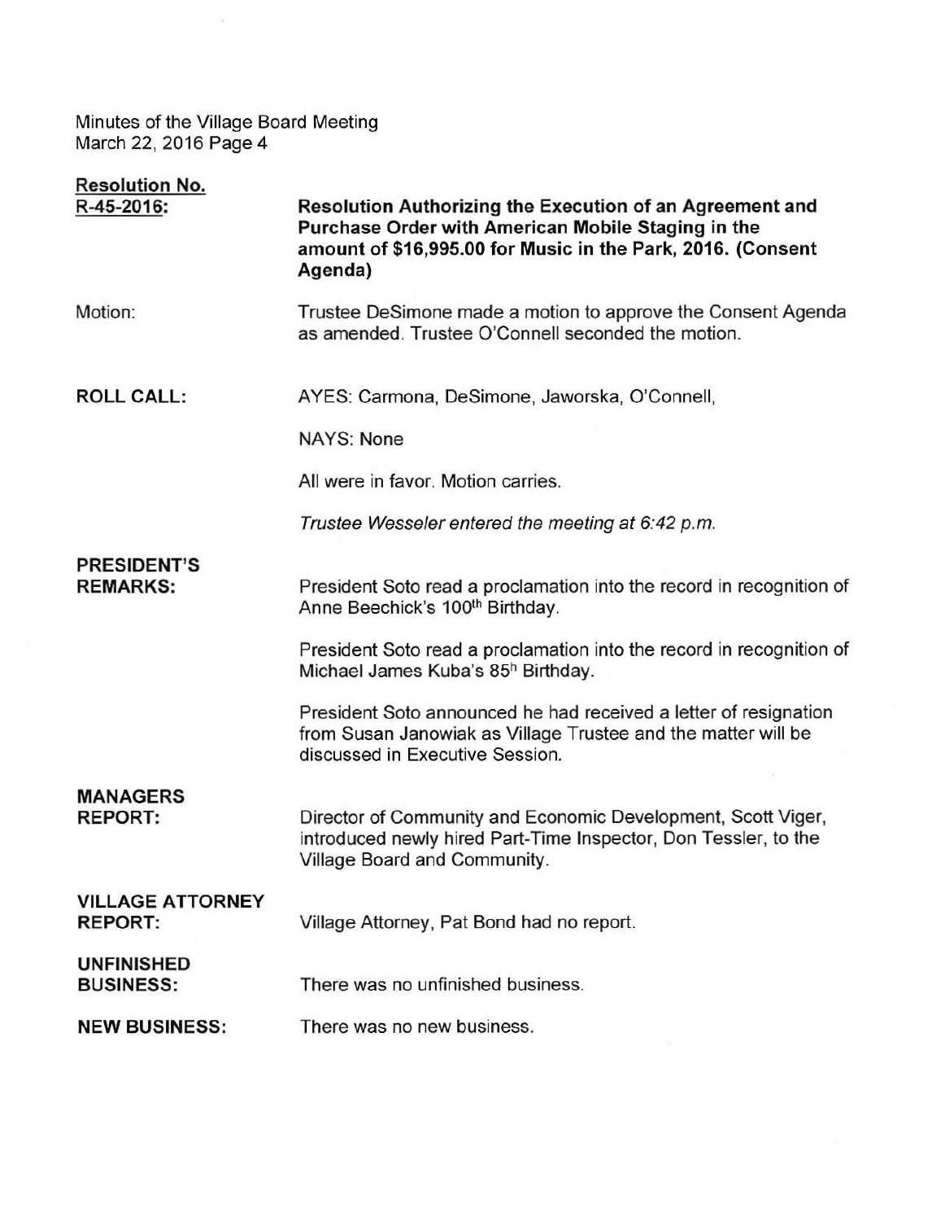Minutes of the Village Board Meeting
March 22, 2016 Page 4

| | |
|---|---|
| **Resolution No. R-45-2016:** | **Resolution Authorizing the Execution of an Agreement and Purchase Order with American Mobile Staging in the amount of $16,995.00 for Music in the Park, 2016. (Consent Agenda)** |
| Motion: | Trustee DeSimone made a motion to approve the Consent Agenda as amended. Trustee O'Connell seconded the motion. |
| **ROLL CALL:** | AYES: Carmona, DeSimone, Jaworska, O'Connell,<br><br>NAYS: None<br><br>All were in favor. Motion carries.<br><br>*Trustee Wesseler entered the meeting at 6:42 p.m.* |
| **PRESIDENT'S REMARKS:** | President Soto read a proclamation into the record in recognition of Anne Beechick's 100th Birthday.<br><br>President Soto read a proclamation into the record in recognition of Michael James Kuba's 85h Birthday.<br><br>President Soto announced he had received a letter of resignation from Susan Janowiak as Village Trustee and the matter will be discussed in Executive Session. |
| **MANAGERS REPORT:** | Director of Community and Economic Development, Scott Viger, introduced newly hired Part-Time Inspector, Don Tessler, to the Village Board and Community. |
| **VILLAGE ATTORNEY REPORT:** | Village Attorney, Pat Bond had no report. |
| **UNFINISHED BUSINESS:** | There was no unfinished business. |
| **NEW BUSINESS:** | There was no new business. |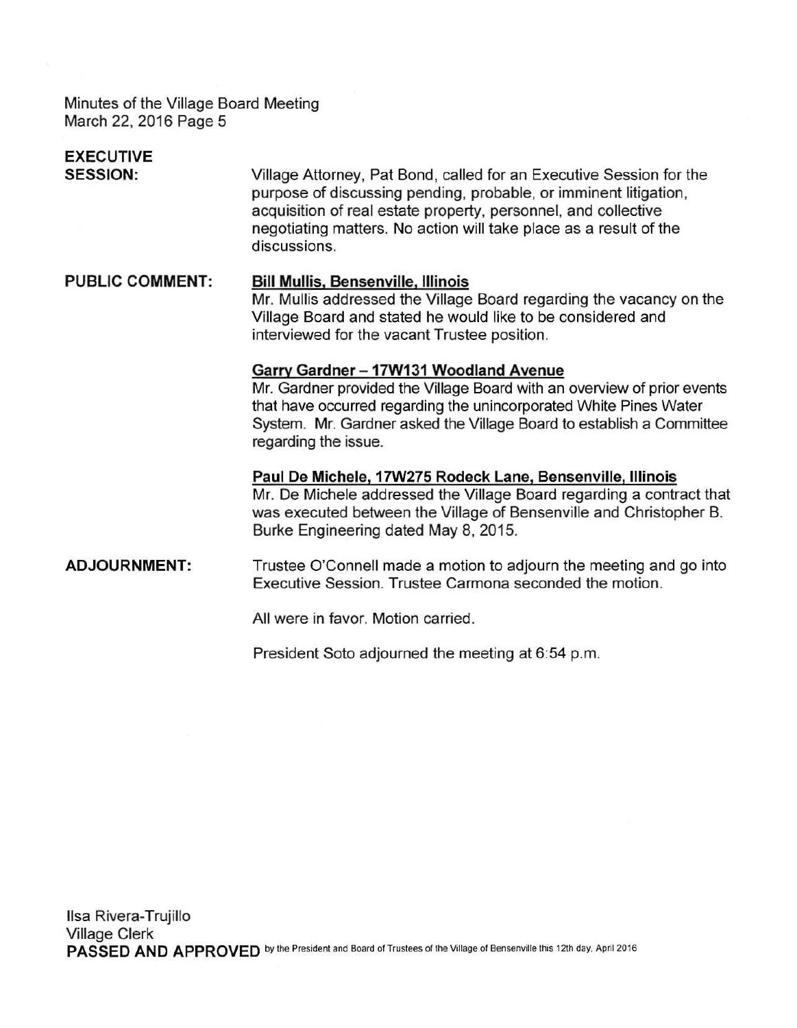Minutes of the Village Board Meeting
March 22, 2016 Page 5

**EXECUTIVE SESSION:**

Village Attorney, Pat Bond, called for an Executive Session for the purpose of discussing pending, probable, or imminent litigation, acquisition of real estate property, personnel, and collective negotiating matters. No action will take place as a result of the discussions.

**PUBLIC COMMENT:**

**Bill Mullis, Bensenville, Illinois**
Mr. Mullis addressed the Village Board regarding the vacancy on the Village Board and stated he would like to be considered and interviewed for the vacant Trustee position.

**Garry Gardner – 17W131 Woodland Avenue**
Mr. Gardner provided the Village Board with an overview of prior events that have occurred regarding the unincorporated White Pines Water System. Mr. Gardner asked the Village Board to establish a Committee regarding the issue.

**Paul De Michele, 17W275 Rodeck Lane, Bensenville, Illinois**
Mr. De Michele addressed the Village Board regarding a contract that was executed between the Village of Bensenville and Christopher B. Burke Engineering dated May 8, 2015.

**ADJOURNMENT:**

Trustee O'Connell made a motion to adjourn the meeting and go into Executive Session. Trustee Carmona seconded the motion.

All were in favor. Motion carried.

President Soto adjourned the meeting at 6:54 p.m.

Ilsa Rivera-Trujillo
Village Clerk
**PASSED AND APPROVED** by the President and Board of Trustees of the Village of Bensenville this 12th day, April 2016